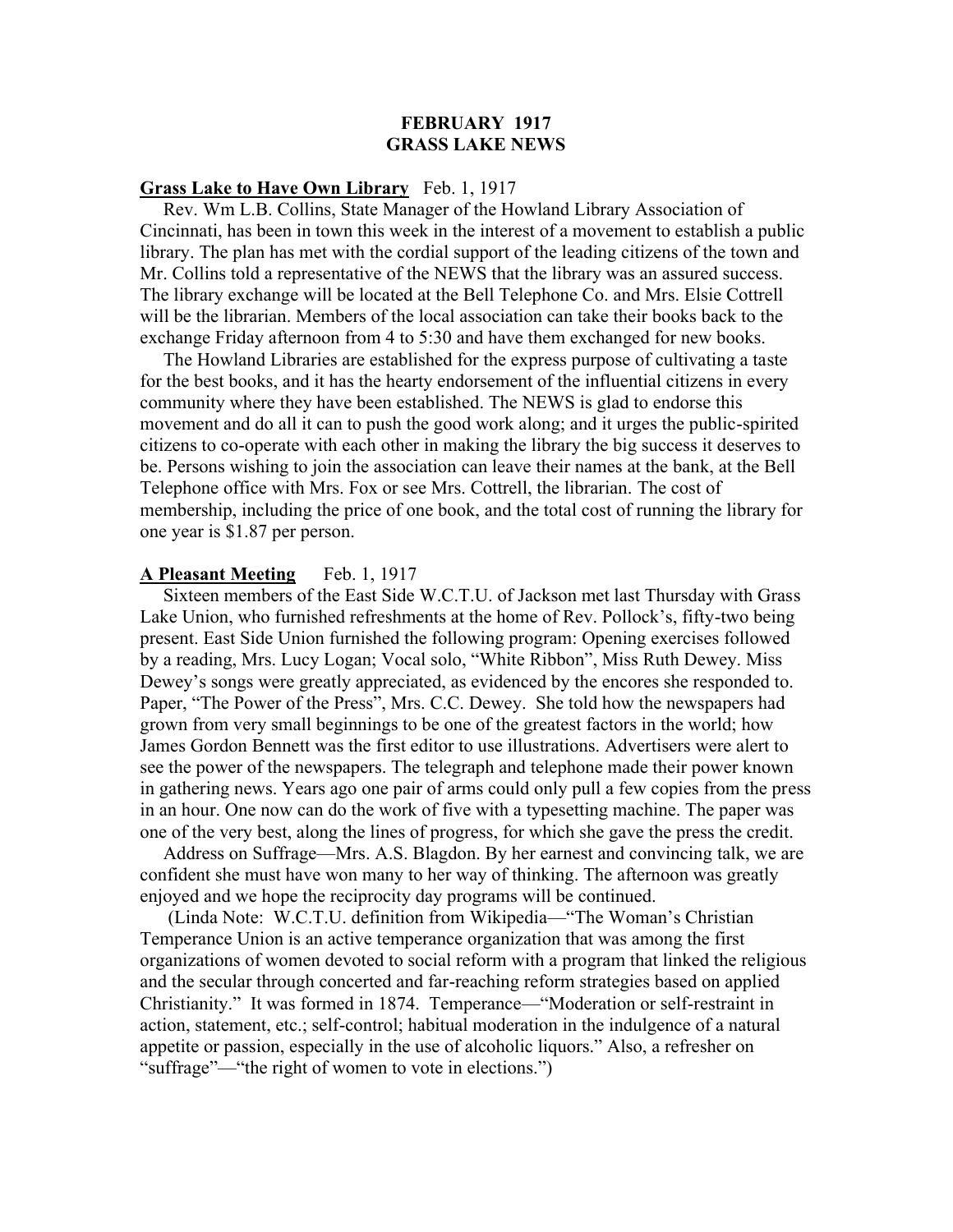# FEBRUARY 1917
# GRASS LAKE NEWS

**Grass Lake to Have Own Library** Feb. 1, 1917

Rev. Wm L.B. Collins, State Manager of the Howland Library Association of Cincinnati, has been in town this week in the interest of a movement to establish a public library. The plan has met with the cordial support of the leading citizens of the town and Mr. Collins told a representative of the NEWS that the library was an assured success. The library exchange will be located at the Bell Telephone Co. and Mrs. Elsie Cottrell will be the librarian. Members of the local association can take their books back to the exchange Friday afternoon from 4 to 5:30 and have them exchanged for new books.

The Howland Libraries are established for the express purpose of cultivating a taste for the best books, and it has the hearty endorsement of the influential citizens in every community where they have been established. The NEWS is glad to endorse this movement and do all it can to push the good work along; and it urges the public-spirited citizens to co-operate with each other in making the library the big success it deserves to be. Persons wishing to join the association can leave their names at the bank, at the Bell Telephone office with Mrs. Fox or see Mrs. Cottrell, the librarian. The cost of membership, including the price of one book, and the total cost of running the library for one year is $1.87 per person.

**A Pleasant Meeting** Feb. 1, 1917

Sixteen members of the East Side W.C.T.U. of Jackson met last Thursday with Grass Lake Union, who furnished refreshments at the home of Rev. Pollock's, fifty-two being present. East Side Union furnished the following program: Opening exercises followed by a reading, Mrs. Lucy Logan; Vocal solo, "White Ribbon", Miss Ruth Dewey. Miss Dewey's songs were greatly appreciated, as evidenced by the encores she responded to. Paper, "The Power of the Press", Mrs. C.C. Dewey. She told how the newspapers had grown from very small beginnings to be one of the greatest factors in the world; how James Gordon Bennett was the first editor to use illustrations. Advertisers were alert to see the power of the newspapers. The telegraph and telephone made their power known in gathering news. Years ago one pair of arms could only pull a few copies from the press in an hour. One now can do the work of five with a typesetting machine. The paper was one of the very best, along the lines of progress, for which she gave the press the credit.

Address on Suffrage—Mrs. A.S. Blagdon. By her earnest and convincing talk, we are confident she must have won many to her way of thinking. The afternoon was greatly enjoyed and we hope the reciprocity day programs will be continued.

(Linda Note: W.C.T.U. definition from Wikipedia—"The Woman's Christian Temperance Union is an active temperance organization that was among the first organizations of women devoted to social reform with a program that linked the religious and the secular through concerted and far-reaching reform strategies based on applied Christianity." It was formed in 1874. Temperance—"Moderation or self-restraint in action, statement, etc.; self-control; habitual moderation in the indulgence of a natural appetite or passion, especially in the use of alcoholic liquors." Also, a refresher on "suffrage"—"the right of women to vote in elections.")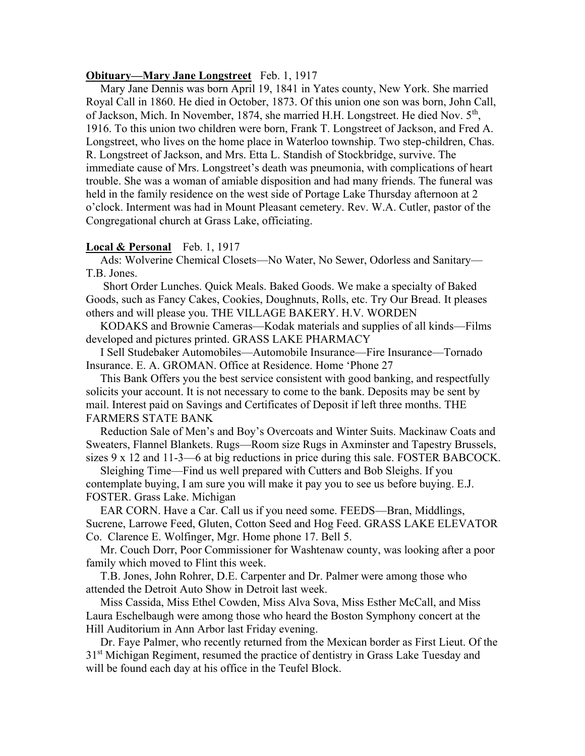**Obituary—Mary Jane Longstreet** Feb. 1, 1917

Mary Jane Dennis was born April 19, 1841 in Yates county, New York. She married Royal Call in 1860. He died in October, 1873. Of this union one son was born, John Call, of Jackson, Mich. In November, 1874, she married H.H. Longstreet. He died Nov. 5th, 1916. To this union two children were born, Frank T. Longstreet of Jackson, and Fred A. Longstreet, who lives on the home place in Waterloo township. Two step-children, Chas. R. Longstreet of Jackson, and Mrs. Etta L. Standish of Stockbridge, survive. The immediate cause of Mrs. Longstreet's death was pneumonia, with complications of heart trouble. She was a woman of amiable disposition and had many friends. The funeral was held in the family residence on the west side of Portage Lake Thursday afternoon at 2 o'clock. Interment was had in Mount Pleasant cemetery. Rev. W.A. Cutler, pastor of the Congregational church at Grass Lake, officiating.

**Local & Personal** Feb. 1, 1917

Ads: Wolverine Chemical Closets—No Water, No Sewer, Odorless and Sanitary—T.B. Jones.

Short Order Lunches. Quick Meals. Baked Goods. We make a specialty of Baked Goods, such as Fancy Cakes, Cookies, Doughnuts, Rolls, etc. Try Our Bread. It pleases others and will please you. THE VILLAGE BAKERY. H.V. WORDEN

KODAKS and Brownie Cameras—Kodak materials and supplies of all kinds—Films developed and pictures printed. GRASS LAKE PHARMACY

I Sell Studebaker Automobiles—Automobile Insurance—Fire Insurance—Tornado Insurance. E. A. GROMAN. Office at Residence. Home 'Phone 27

This Bank Offers you the best service consistent with good banking, and respectfully solicits your account. It is not necessary to come to the bank. Deposits may be sent by mail. Interest paid on Savings and Certificates of Deposit if left three months. THE FARMERS STATE BANK

Reduction Sale of Men's and Boy's Overcoats and Winter Suits. Mackinaw Coats and Sweaters, Flannel Blankets. Rugs—Room size Rugs in Axminster and Tapestry Brussels, sizes 9 x 12 and 11-3—6 at big reductions in price during this sale. FOSTER BABCOCK.

Sleighing Time—Find us well prepared with Cutters and Bob Sleighs. If you contemplate buying, I am sure you will make it pay you to see us before buying. E.J. FOSTER. Grass Lake. Michigan

EAR CORN. Have a Car. Call us if you need some. FEEDS—Bran, Middlings, Sucrene, Larrowe Feed, Gluten, Cotton Seed and Hog Feed. GRASS LAKE ELEVATOR Co. Clarence E. Wolfinger, Mgr. Home phone 17. Bell 5.

Mr. Couch Dorr, Poor Commissioner for Washtenaw county, was looking after a poor family which moved to Flint this week.

T.B. Jones, John Rohrer, D.E. Carpenter and Dr. Palmer were among those who attended the Detroit Auto Show in Detroit last week.

Miss Cassida, Miss Ethel Cowden, Miss Alva Sova, Miss Esther McCall, and Miss Laura Eschelbaugh were among those who heard the Boston Symphony concert at the Hill Auditorium in Ann Arbor last Friday evening.

Dr. Faye Palmer, who recently returned from the Mexican border as First Lieut. Of the 31st Michigan Regiment, resumed the practice of dentistry in Grass Lake Tuesday and will be found each day at his office in the Teufel Block.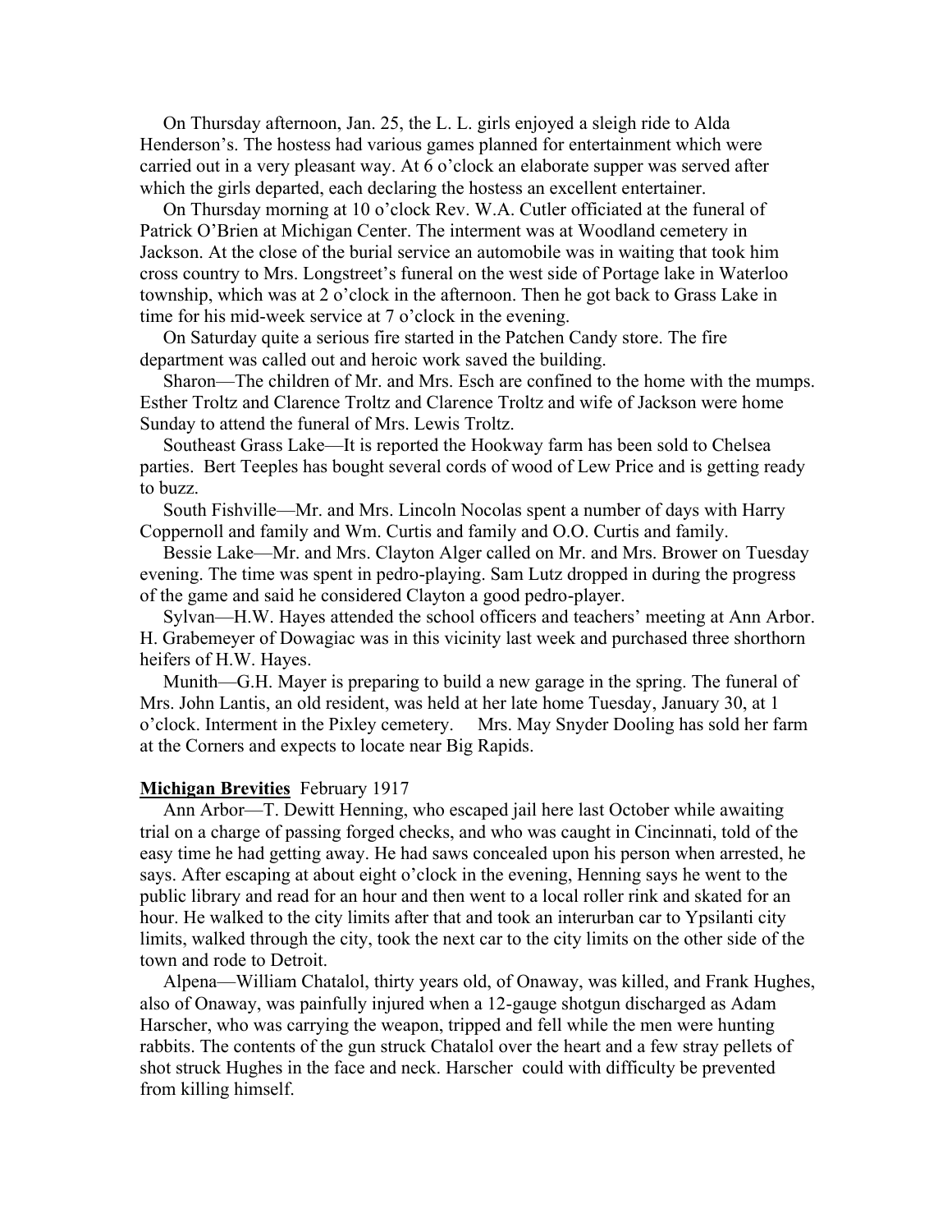On Thursday afternoon, Jan. 25, the L. L. girls enjoyed a sleigh ride to Alda Henderson's. The hostess had various games planned for entertainment which were carried out in a very pleasant way. At 6 o'clock an elaborate supper was served after which the girls departed, each declaring the hostess an excellent entertainer.

On Thursday morning at 10 o'clock Rev. W.A. Cutler officiated at the funeral of Patrick O'Brien at Michigan Center. The interment was at Woodland cemetery in Jackson. At the close of the burial service an automobile was in waiting that took him cross country to Mrs. Longstreet's funeral on the west side of Portage lake in Waterloo township, which was at 2 o'clock in the afternoon. Then he got back to Grass Lake in time for his mid-week service at 7 o'clock in the evening.

On Saturday quite a serious fire started in the Patchen Candy store. The fire department was called out and heroic work saved the building.

Sharon—The children of Mr. and Mrs. Esch are confined to the home with the mumps. Esther Troltz and Clarence Troltz and Clarence Troltz and wife of Jackson were home Sunday to attend the funeral of Mrs. Lewis Troltz.

Southeast Grass Lake—It is reported the Hookway farm has been sold to Chelsea parties. Bert Teeples has bought several cords of wood of Lew Price and is getting ready to buzz.

South Fishville—Mr. and Mrs. Lincoln Nocolas spent a number of days with Harry Coppernoll and family and Wm. Curtis and family and O.O. Curtis and family.

Bessie Lake—Mr. and Mrs. Clayton Alger called on Mr. and Mrs. Brower on Tuesday evening. The time was spent in pedro-playing. Sam Lutz dropped in during the progress of the game and said he considered Clayton a good pedro-player.

Sylvan—H.W. Hayes attended the school officers and teachers' meeting at Ann Arbor. H. Grabemeyer of Dowagiac was in this vicinity last week and purchased three shorthorn heifers of H.W. Hayes.

Munith—G.H. Mayer is preparing to build a new garage in the spring. The funeral of Mrs. John Lantis, an old resident, was held at her late home Tuesday, January 30, at 1 o'clock. Interment in the Pixley cemetery. Mrs. May Snyder Dooling has sold her farm at the Corners and expects to locate near Big Rapids.

**Michigan Brevities** February 1917

Ann Arbor—T. Dewitt Henning, who escaped jail here last October while awaiting trial on a charge of passing forged checks, and who was caught in Cincinnati, told of the easy time he had getting away. He had saws concealed upon his person when arrested, he says. After escaping at about eight o'clock in the evening, Henning says he went to the public library and read for an hour and then went to a local roller rink and skated for an hour. He walked to the city limits after that and took an interurban car to Ypsilanti city limits, walked through the city, took the next car to the city limits on the other side of the town and rode to Detroit.

Alpena—William Chatalol, thirty years old, of Onaway, was killed, and Frank Hughes, also of Onaway, was painfully injured when a 12-gauge shotgun discharged as Adam Harscher, who was carrying the weapon, tripped and fell while the men were hunting rabbits. The contents of the gun struck Chatalol over the heart and a few stray pellets of shot struck Hughes in the face and neck. Harscher could with difficulty be prevented from killing himself.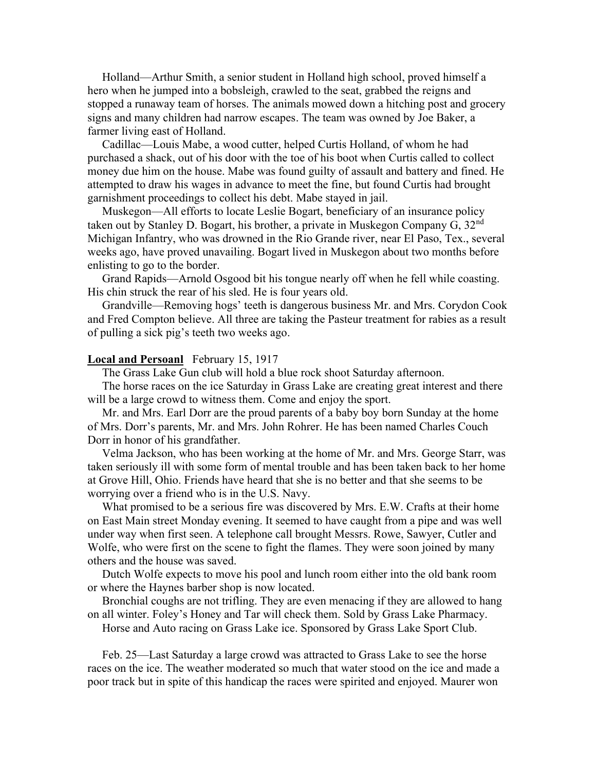Holland—Arthur Smith, a senior student in Holland high school, proved himself a hero when he jumped into a bobsleigh, crawled to the seat, grabbed the reigns and stopped a runaway team of horses. The animals mowed down a hitching post and grocery signs and many children had narrow escapes. The team was owned by Joe Baker, a farmer living east of Holland.

Cadillac—Louis Mabe, a wood cutter, helped Curtis Holland, of whom he had purchased a shack, out of his door with the toe of his boot when Curtis called to collect money due him on the house. Mabe was found guilty of assault and battery and fined. He attempted to draw his wages in advance to meet the fine, but found Curtis had brought garnishment proceedings to collect his debt. Mabe stayed in jail.

Muskegon—All efforts to locate Leslie Bogart, beneficiary of an insurance policy taken out by Stanley D. Bogart, his brother, a private in Muskegon Company G, 32nd Michigan Infantry, who was drowned in the Rio Grande river, near El Paso, Tex., several weeks ago, have proved unavailing. Bogart lived in Muskegon about two months before enlisting to go to the border.

Grand Rapids—Arnold Osgood bit his tongue nearly off when he fell while coasting. His chin struck the rear of his sled. He is four years old.

Grandville—Removing hogs' teeth is dangerous business Mr. and Mrs. Corydon Cook and Fred Compton believe. All three are taking the Pasteur treatment for rabies as a result of pulling a sick pig's teeth two weeks ago.

**Local and Persoanl** February 15, 1917

The Grass Lake Gun club will hold a blue rock shoot Saturday afternoon.

The horse races on the ice Saturday in Grass Lake are creating great interest and there will be a large crowd to witness them. Come and enjoy the sport.

Mr. and Mrs. Earl Dorr are the proud parents of a baby boy born Sunday at the home of Mrs. Dorr's parents, Mr. and Mrs. John Rohrer. He has been named Charles Couch Dorr in honor of his grandfather.

Velma Jackson, who has been working at the home of Mr. and Mrs. George Starr, was taken seriously ill with some form of mental trouble and has been taken back to her home at Grove Hill, Ohio. Friends have heard that she is no better and that she seems to be worrying over a friend who is in the U.S. Navy.

What promised to be a serious fire was discovered by Mrs. E.W. Crafts at their home on East Main street Monday evening. It seemed to have caught from a pipe and was well under way when first seen. A telephone call brought Messrs. Rowe, Sawyer, Cutler and Wolfe, who were first on the scene to fight the flames. They were soon joined by many others and the house was saved.

Dutch Wolfe expects to move his pool and lunch room either into the old bank room or where the Haynes barber shop is now located.

Bronchial coughs are not trifling. They are even menacing if they are allowed to hang on all winter. Foley's Honey and Tar will check them. Sold by Grass Lake Pharmacy.

Horse and Auto racing on Grass Lake ice. Sponsored by Grass Lake Sport Club.

Feb. 25—Last Saturday a large crowd was attracted to Grass Lake to see the horse races on the ice. The weather moderated so much that water stood on the ice and made a poor track but in spite of this handicap the races were spirited and enjoyed. Maurer won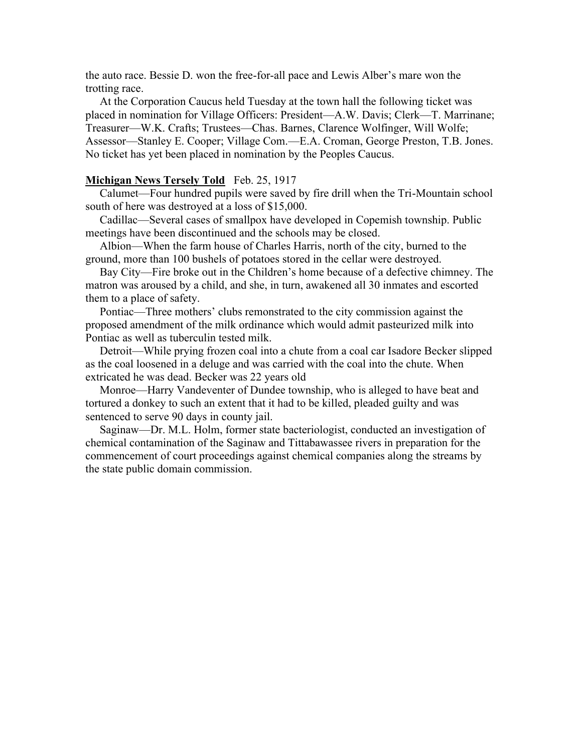the auto race. Bessie D. won the free-for-all pace and Lewis Alber's mare won the trotting race.

At the Corporation Caucus held Tuesday at the town hall the following ticket was placed in nomination for Village Officers: President—A.W. Davis; Clerk—T. Marrinane; Treasurer—W.K. Crafts; Trustees—Chas. Barnes, Clarence Wolfinger, Will Wolfe; Assessor—Stanley E. Cooper; Village Com.—E.A. Croman, George Preston, T.B. Jones. No ticket has yet been placed in nomination by the Peoples Caucus.

**Michigan News Tersely Told** Feb. 25, 1917

Calumet—Four hundred pupils were saved by fire drill when the Tri-Mountain school south of here was destroyed at a loss of $15,000.

Cadillac—Several cases of smallpox have developed in Copemish township. Public meetings have been discontinued and the schools may be closed.

Albion—When the farm house of Charles Harris, north of the city, burned to the ground, more than 100 bushels of potatoes stored in the cellar were destroyed.

Bay City—Fire broke out in the Children's home because of a defective chimney. The matron was aroused by a child, and she, in turn, awakened all 30 inmates and escorted them to a place of safety.

Pontiac—Three mothers' clubs remonstrated to the city commission against the proposed amendment of the milk ordinance which would admit pasteurized milk into Pontiac as well as tuberculin tested milk.

Detroit—While prying frozen coal into a chute from a coal car Isadore Becker slipped as the coal loosened in a deluge and was carried with the coal into the chute. When extricated he was dead. Becker was 22 years old

Monroe—Harry Vandeventer of Dundee township, who is alleged to have beat and tortured a donkey to such an extent that it had to be killed, pleaded guilty and was sentenced to serve 90 days in county jail.

Saginaw—Dr. M.L. Holm, former state bacteriologist, conducted an investigation of chemical contamination of the Saginaw and Tittabawassee rivers in preparation for the commencement of court proceedings against chemical companies along the streams by the state public domain commission.